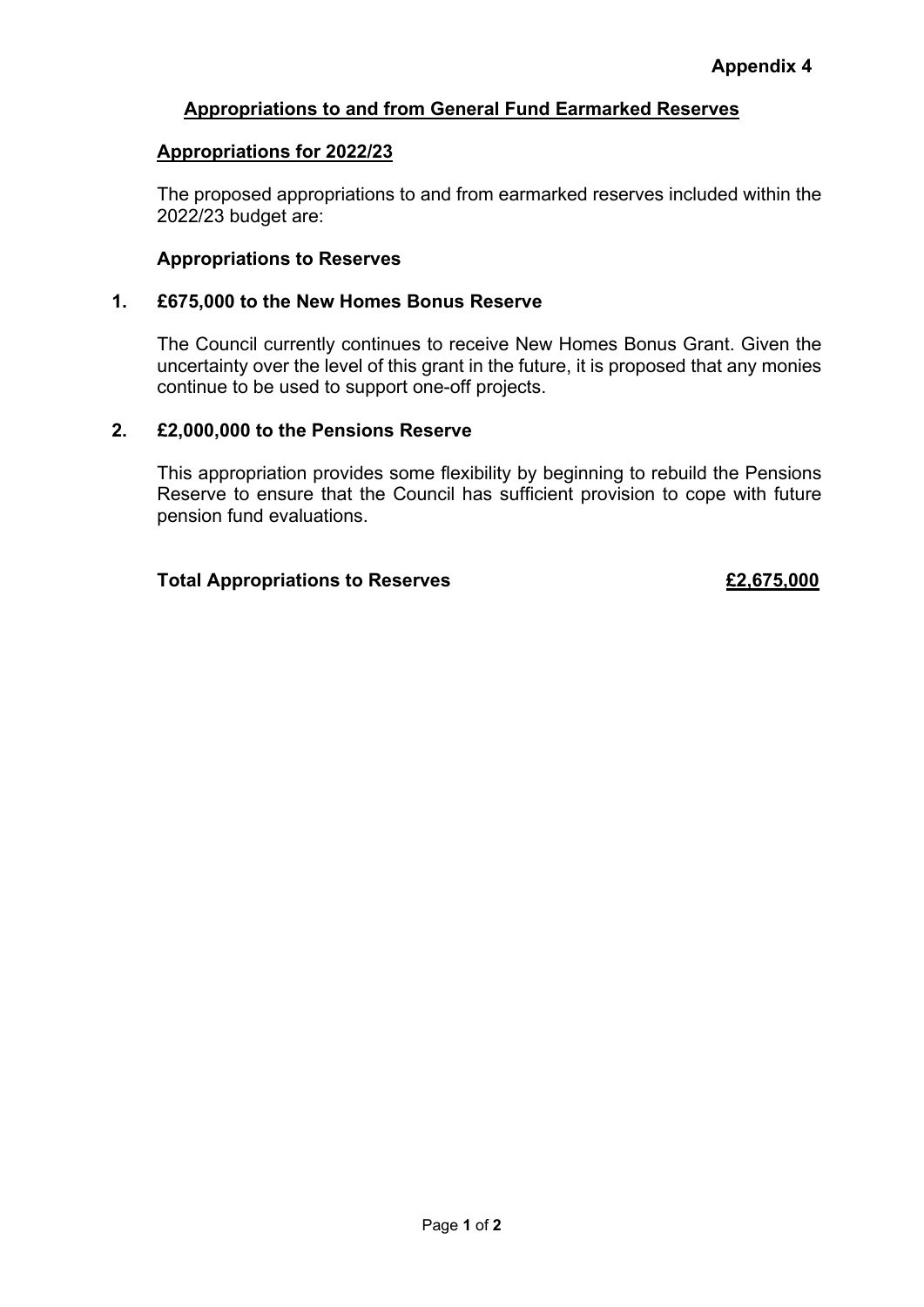**Appendix 4**

## Appropriations to and from General Fund Earmarked Reserves

### Appropriations for 2022/23

The proposed appropriations to and from earmarked reserves included within the 2022/23 budget are:

**Appropriations to Reserves**

**1. £675,000 to the New Homes Bonus Reserve**

The Council currently continues to receive New Homes Bonus Grant. Given the uncertainty over the level of this grant in the future, it is proposed that any monies continue to be used to support one-off projects.

**2. £2,000,000 to the Pensions Reserve**

This appropriation provides some flexibility by beginning to rebuild the Pensions Reserve to ensure that the Council has sufficient provision to cope with future pension fund evaluations.

**Total Appropriations to Reserves** **£2,675,000**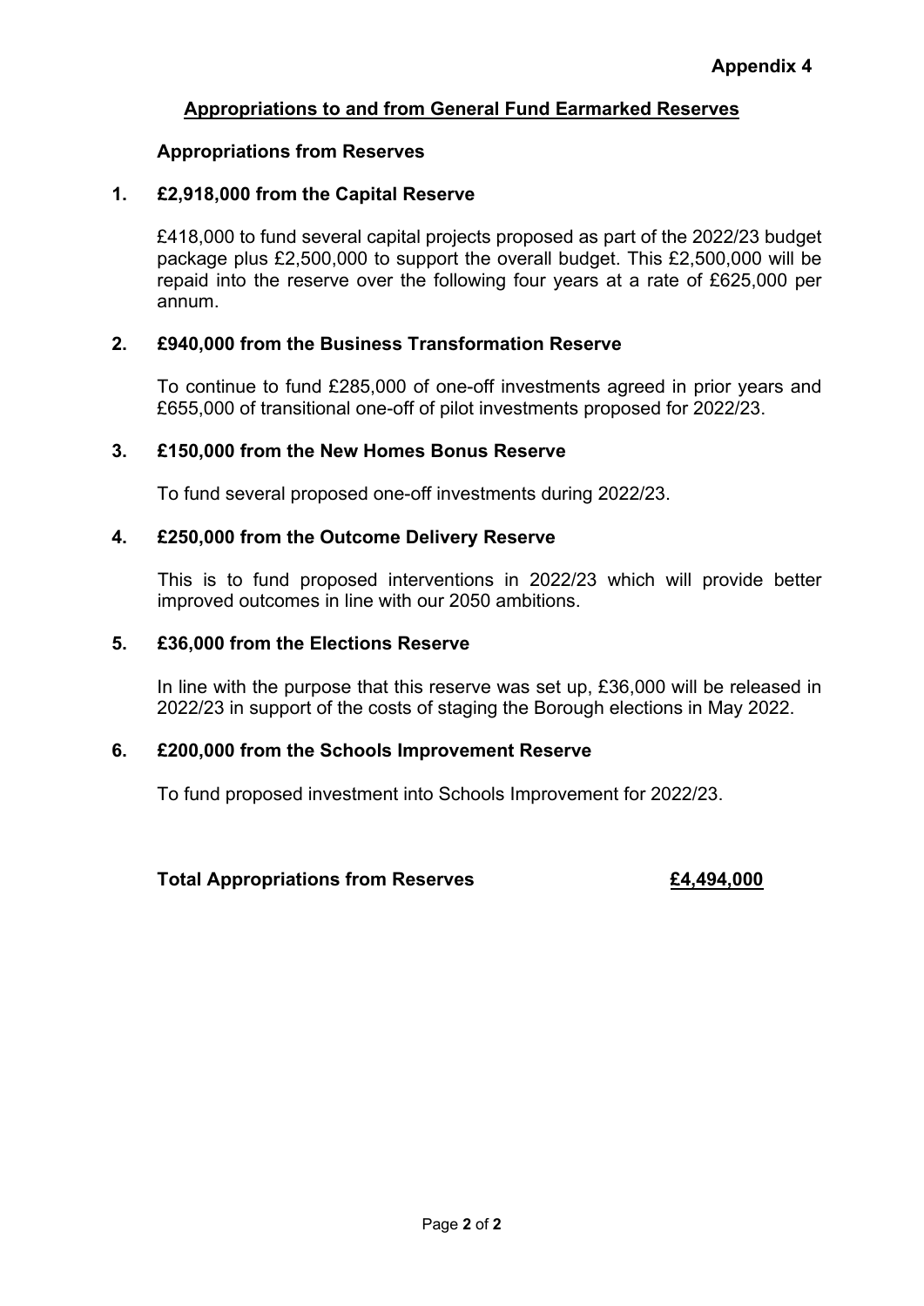**Appendix 4**

## Appropriations to and from General Fund Earmarked Reserves

### Appropriations from Reserves

**1. £2,918,000 from the Capital Reserve**

£418,000 to fund several capital projects proposed as part of the 2022/23 budget package plus £2,500,000 to support the overall budget. This £2,500,000 will be repaid into the reserve over the following four years at a rate of £625,000 per annum.

**2. £940,000 from the Business Transformation Reserve**

To continue to fund £285,000 of one-off investments agreed in prior years and £655,000 of transitional one-off of pilot investments proposed for 2022/23.

**3. £150,000 from the New Homes Bonus Reserve**

To fund several proposed one-off investments during 2022/23.

**4. £250,000 from the Outcome Delivery Reserve**

This is to fund proposed interventions in 2022/23 which will provide better improved outcomes in line with our 2050 ambitions.

**5. £36,000 from the Elections Reserve**

In line with the purpose that this reserve was set up, £36,000 will be released in 2022/23 in support of the costs of staging the Borough elections in May 2022.

**6. £200,000 from the Schools Improvement Reserve**

To fund proposed investment into Schools Improvement for 2022/23.

**Total Appropriations from Reserves** **£4,494,000**